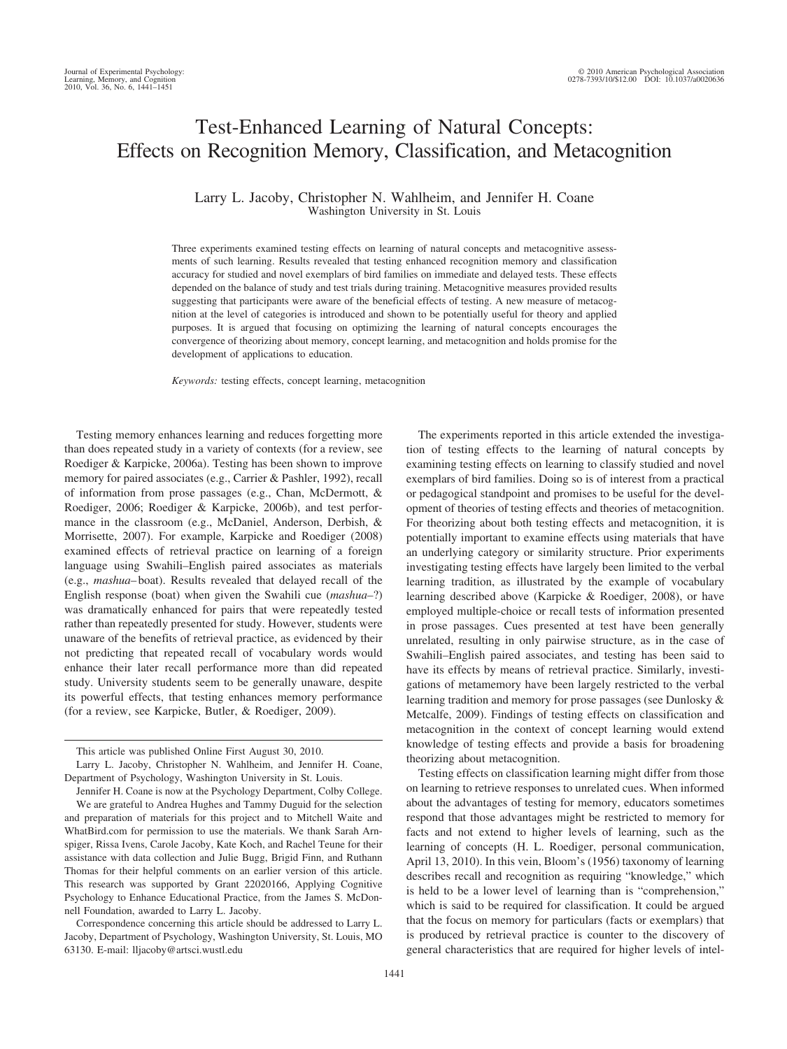# Test-Enhanced Learning of Natural Concepts: Effects on Recognition Memory, Classification, and Metacognition

Larry L. Jacoby, Christopher N. Wahlheim, and Jennifer H. Coane
Washington University in St. Louis

Three experiments examined testing effects on learning of natural concepts and metacognitive assessments of such learning. Results revealed that testing enhanced recognition memory and classification accuracy for studied and novel exemplars of bird families on immediate and delayed tests. These effects depended on the balance of study and test trials during training. Metacognitive measures provided results suggesting that participants were aware of the beneficial effects of testing. A new measure of metacognition at the level of categories is introduced and shown to be potentially useful for theory and applied purposes. It is argued that focusing on optimizing the learning of natural concepts encourages the convergence of theorizing about memory, concept learning, and metacognition and holds promise for the development of applications to education.

*Keywords:* testing effects, concept learning, metacognition

Testing memory enhances learning and reduces forgetting more than does repeated study in a variety of contexts (for a review, see Roediger & Karpicke, 2006a). Testing has been shown to improve memory for paired associates (e.g., Carrier & Pashler, 1992), recall of information from prose passages (e.g., Chan, McDermott, & Roediger, 2006; Roediger & Karpicke, 2006b), and test performance in the classroom (e.g., McDaniel, Anderson, Derbish, & Morrisette, 2007). For example, Karpicke and Roediger (2008) examined effects of retrieval practice on learning of a foreign language using Swahili–English paired associates as materials (e.g., *mashua*–boat). Results revealed that delayed recall of the English response (boat) when given the Swahili cue (*mashua*–?) was dramatically enhanced for pairs that were repeatedly tested rather than repeatedly presented for study. However, students were unaware of the benefits of retrieval practice, as evidenced by their not predicting that repeated recall of vocabulary words would enhance their later recall performance more than did repeated study. University students seem to be generally unaware, despite its powerful effects, that testing enhances memory performance (for a review, see Karpicke, Butler, & Roediger, 2009).

The experiments reported in this article extended the investigation of testing effects to the learning of natural concepts by examining testing effects on learning to classify studied and novel exemplars of bird families. Doing so is of interest from a practical or pedagogical standpoint and promises to be useful for the development of theories of testing effects and theories of metacognition. For theorizing about both testing effects and metacognition, it is potentially important to examine effects using materials that have an underlying category or similarity structure. Prior experiments investigating testing effects have largely been limited to the verbal learning tradition, as illustrated by the example of vocabulary learning described above (Karpicke & Roediger, 2008), or have employed multiple-choice or recall tests of information presented in prose passages. Cues presented at test have been generally unrelated, resulting in only pairwise structure, as in the case of Swahili–English paired associates, and testing has been said to have its effects by means of retrieval practice. Similarly, investigations of metamemory have been largely restricted to the verbal learning tradition and memory for prose passages (see Dunlosky & Metcalfe, 2009). Findings of testing effects on classification and metacognition in the context of concept learning would extend knowledge of testing effects and provide a basis for broadening theorizing about metacognition.

Testing effects on classification learning might differ from those on learning to retrieve responses to unrelated cues. When informed about the advantages of testing for memory, educators sometimes respond that those advantages might be restricted to memory for facts and not extend to higher levels of learning, such as the learning of concepts (H. L. Roediger, personal communication, April 13, 2010). In this vein, Bloom's (1956) taxonomy of learning describes recall and recognition as requiring "knowledge," which is held to be a lower level of learning than is "comprehension," which is said to be required for classification. It could be argued that the focus on memory for particulars (facts or exemplars) that is produced by retrieval practice is counter to the discovery of general characteristics that are required for higher levels of intel-

---

This article was published Online First August 30, 2010.

Larry L. Jacoby, Christopher N. Wahlheim, and Jennifer H. Coane, Department of Psychology, Washington University in St. Louis.

Jennifer H. Coane is now at the Psychology Department, Colby College.

We are grateful to Andrea Hughes and Tammy Duguid for the selection and preparation of materials for this project and to Mitchell Waite and WhatBird.com for permission to use the materials. We thank Sarah Arnspiger, Rissa Ivens, Carole Jacoby, Kate Koch, and Rachel Teune for their assistance with data collection and Julie Bugg, Brigid Finn, and Ruthann Thomas for their helpful comments on an earlier version of this article. This research was supported by Grant 22020166, Applying Cognitive Psychology to Enhance Educational Practice, from the James S. McDonnell Foundation, awarded to Larry L. Jacoby.

Correspondence concerning this article should be addressed to Larry L. Jacoby, Department of Psychology, Washington University, St. Louis, MO 63130. E-mail: lljacoby@artsci.wustl.edu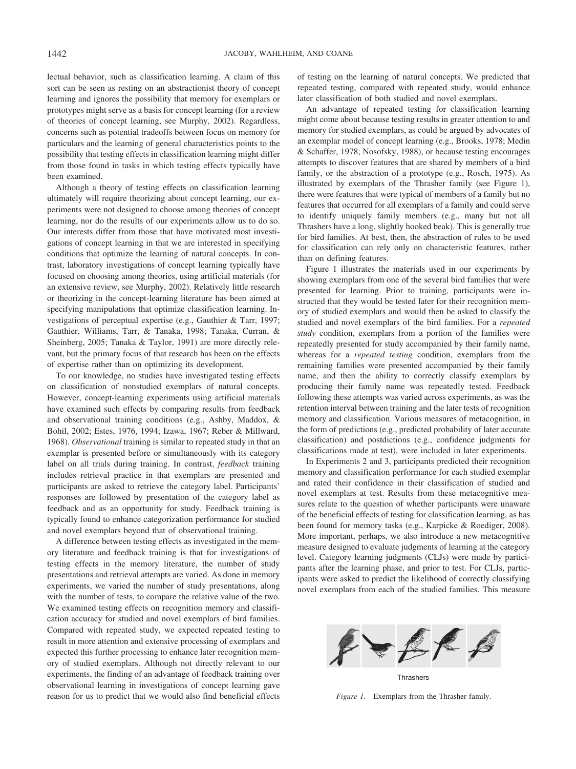lectual behavior, such as classification learning. A claim of this sort can be seen as resting on an abstractionist theory of concept learning and ignores the possibility that memory for exemplars or prototypes might serve as a basis for concept learning (for a review of theories of concept learning, see Murphy, 2002). Regardless, concerns such as potential tradeoffs between focus on memory for particulars and the learning of general characteristics points to the possibility that testing effects in classification learning might differ from those found in tasks in which testing effects typically have been examined.

Although a theory of testing effects on classification learning ultimately will require theorizing about concept learning, our experiments were not designed to choose among theories of concept learning, nor do the results of our experiments allow us to do so. Our interests differ from those that have motivated most investigations of concept learning in that we are interested in specifying conditions that optimize the learning of natural concepts. In contrast, laboratory investigations of concept learning typically have focused on choosing among theories, using artificial materials (for an extensive review, see Murphy, 2002). Relatively little research or theorizing in the concept-learning literature has been aimed at specifying manipulations that optimize classification learning. Investigations of perceptual expertise (e.g., Gauthier & Tarr, 1997; Gauthier, Williams, Tarr, & Tanaka, 1998; Tanaka, Curran, & Sheinberg, 2005; Tanaka & Taylor, 1991) are more directly relevant, but the primary focus of that research has been on the effects of expertise rather than on optimizing its development.

To our knowledge, no studies have investigated testing effects on classification of nonstudied exemplars of natural concepts. However, concept-learning experiments using artificial materials have examined such effects by comparing results from feedback and observational training conditions (e.g., Ashby, Maddox, & Bohil, 2002; Estes, 1976, 1994; Izawa, 1967; Reber & Millward, 1968). *Observational* training is similar to repeated study in that an exemplar is presented before or simultaneously with its category label on all trials during training. In contrast, *feedback* training includes retrieval practice in that exemplars are presented and participants are asked to retrieve the category label. Participants' responses are followed by presentation of the category label as feedback and as an opportunity for study. Feedback training is typically found to enhance categorization performance for studied and novel exemplars beyond that of observational training.

A difference between testing effects as investigated in the memory literature and feedback training is that for investigations of testing effects in the memory literature, the number of study presentations and retrieval attempts are varied. As done in memory experiments, we varied the number of study presentations, along with the number of tests, to compare the relative value of the two. We examined testing effects on recognition memory and classification accuracy for studied and novel exemplars of bird families. Compared with repeated study, we expected repeated testing to result in more attention and extensive processing of exemplars and expected this further processing to enhance later recognition memory of studied exemplars. Although not directly relevant to our experiments, the finding of an advantage of feedback training over observational learning in investigations of concept learning gave reason for us to predict that we would also find beneficial effects of testing on the learning of natural concepts. We predicted that repeated testing, compared with repeated study, would enhance later classification of both studied and novel exemplars.

An advantage of repeated testing for classification learning might come about because testing results in greater attention to and memory for studied exemplars, as could be argued by advocates of an exemplar model of concept learning (e.g., Brooks, 1978; Medin & Schaffer, 1978; Nosofsky, 1988), or because testing encourages attempts to discover features that are shared by members of a bird family, or the abstraction of a prototype (e.g., Rosch, 1975). As illustrated by exemplars of the Thrasher family (see Figure 1), there were features that were typical of members of a family but no features that occurred for all exemplars of a family and could serve to identify uniquely family members (e.g., many but not all Thrashers have a long, slightly hooked beak). This is generally true for bird families. At best, then, the abstraction of rules to be used for classification can rely only on characteristic features, rather than on defining features.

Figure 1 illustrates the materials used in our experiments by showing exemplars from one of the several bird families that were presented for learning. Prior to training, participants were instructed that they would be tested later for their recognition memory of studied exemplars and would then be asked to classify the studied and novel exemplars of the bird families. For a *repeated study* condition, exemplars from a portion of the families were repeatedly presented for study accompanied by their family name, whereas for a *repeated testing* condition, exemplars from the remaining families were presented accompanied by their family name, and then the ability to correctly classify exemplars by producing their family name was repeatedly tested. Feedback following these attempts was varied across experiments, as was the retention interval between training and the later tests of recognition memory and classification. Various measures of metacognition, in the form of predictions (e.g., predicted probability of later accurate classification) and postdictions (e.g., confidence judgments for classifications made at test), were included in later experiments.

In Experiments 2 and 3, participants predicted their recognition memory and classification performance for each studied exemplar and rated their confidence in their classification of studied and novel exemplars at test. Results from these metacognitive measures relate to the question of whether participants were unaware of the beneficial effects of testing for classification learning, as has been found for memory tasks (e.g., Karpicke & Roediger, 2008). More important, perhaps, we also introduce a new metacognitive measure designed to evaluate judgments of learning at the category level. Category learning judgments (CLJs) were made by participants after the learning phase, and prior to test. For CLJs, participants were asked to predict the likelihood of correctly classifying novel exemplars from each of the studied families. This measure

Thrashers

*Figure 1.* Exemplars from the Thrasher family.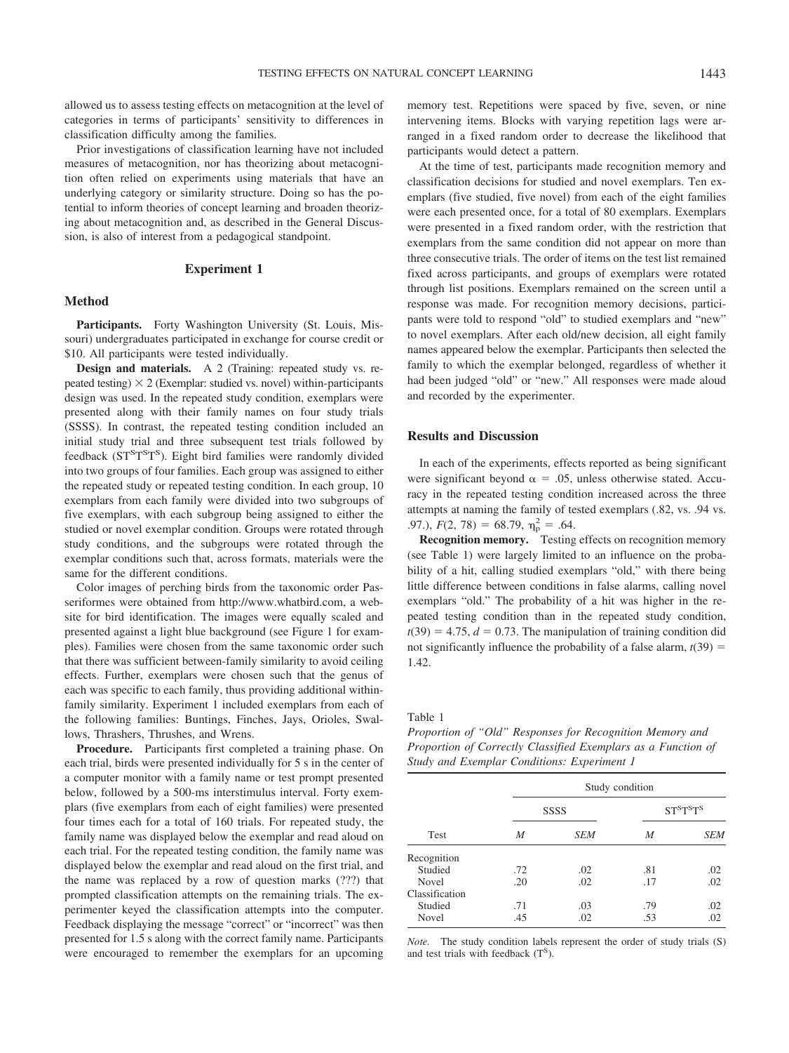allowed us to assess testing effects on metacognition at the level of categories in terms of participants' sensitivity to differences in classification difficulty among the families.

Prior investigations of classification learning have not included measures of metacognition, nor has theorizing about metacognition often relied on experiments using materials that have an underlying category or similarity structure. Doing so has the potential to inform theories of concept learning and broaden theorizing about metacognition and, as described in the General Discussion, is also of interest from a pedagogical standpoint.

## Experiment 1

### Method

**Participants.** Forty Washington University (St. Louis, Missouri) undergraduates participated in exchange for course credit or \$10. All participants were tested individually.

**Design and materials.** A 2 (Training: repeated study vs. repeated testing) × 2 (Exemplar: studied vs. novel) within-participants design was used. In the repeated study condition, exemplars were presented along with their family names on four study trials (SSSS). In contrast, the repeated testing condition included an initial study trial and three subsequent test trials followed by feedback ($ST^ST^ST^S$). Eight bird families were randomly divided into two groups of four families. Each group was assigned to either the repeated study or repeated testing condition. In each group, 10 exemplars from each family were divided into two subgroups of five exemplars, with each subgroup being assigned to either the studied or novel exemplar condition. Groups were rotated through study conditions, and the subgroups were rotated through the exemplar conditions such that, across formats, materials were the same for the different conditions.

Color images of perching birds from the taxonomic order Passeriformes were obtained from http://www.whatbird.com, a website for bird identification. The images were equally scaled and presented against a light blue background (see Figure 1 for examples). Families were chosen from the same taxonomic order such that there was sufficient between-family similarity to avoid ceiling effects. Further, exemplars were chosen such that the genus of each was specific to each family, thus providing additional within-family similarity. Experiment 1 included exemplars from each of the following families: Buntings, Finches, Jays, Orioles, Swallows, Thrashers, Thrushes, and Wrens.

**Procedure.** Participants first completed a training phase. On each trial, birds were presented individually for 5 s in the center of a computer monitor with a family name or test prompt presented below, followed by a 500-ms interstimulus interval. Forty exemplars (five exemplars from each of eight families) were presented four times each for a total of 160 trials. For repeated study, the family name was displayed below the exemplar and read aloud on each trial. For the repeated testing condition, the family name was displayed below the exemplar and read aloud on the first trial, and the name was replaced by a row of question marks (???) that prompted classification attempts on the remaining trials. The experimenter keyed the classification attempts into the computer. Feedback displaying the message "correct" or "incorrect" was then presented for 1.5 s along with the correct family name. Participants were encouraged to remember the exemplars for an upcoming memory test. Repetitions were spaced by five, seven, or nine intervening items. Blocks with varying repetition lags were arranged in a fixed random order to decrease the likelihood that participants would detect a pattern.

At the time of test, participants made recognition memory and classification decisions for studied and novel exemplars. Ten exemplars (five studied, five novel) from each of the eight families were each presented once, for a total of 80 exemplars. Exemplars were presented in a fixed random order, with the restriction that exemplars from the same condition did not appear on more than three consecutive trials. The order of items on the test list remained fixed across participants, and groups of exemplars were rotated through list positions. Exemplars remained on the screen until a response was made. For recognition memory decisions, participants were told to respond "old" to studied exemplars and "new" to novel exemplars. After each old/new decision, all eight family names appeared below the exemplar. Participants then selected the family to which the exemplar belonged, regardless of whether it had been judged "old" or "new." All responses were made aloud and recorded by the experimenter.

### Results and Discussion

In each of the experiments, effects reported as being significant were significant beyond $\alpha = .05$, unless otherwise stated. Accuracy in the repeated testing condition increased across the three attempts at naming the family of tested exemplars (.82, vs. .94 vs. .97.), $F(2, 78) = 68.79$, $\eta_p^2 = .64$.

**Recognition memory.** Testing effects on recognition memory (see Table 1) were largely limited to an influence on the probability of a hit, calling studied exemplars "old," with there being little difference between conditions in false alarms, calling novel exemplars "old." The probability of a hit was higher in the repeated testing condition than in the repeated study condition, $t(39) = 4.75$, $d = 0.73$. The manipulation of training condition did not significantly influence the probability of a false alarm, $t(39) = 1.42$.

Table 1
*Proportion of "Old" Responses for Recognition Memory and Proportion of Correctly Classified Exemplars as a Function of Study and Exemplar Conditions: Experiment 1*

| | Study condition | | | |
|---|---|---|---|---|
| | SSSS | | $ST^ST^ST^S$ | |
| Test | *M* | *SEM* | *M* | *SEM* |
| Recognition | | | | |
| Studied | .72 | .02 | .81 | .02 |
| Novel | .20 | .02 | .17 | .02 |
| Classification | | | | |
| Studied | .71 | .03 | .79 | .02 |
| Novel | .45 | .02 | .53 | .02 |

*Note.* The study condition labels represent the order of study trials (S) and test trials with feedback ($T^S$).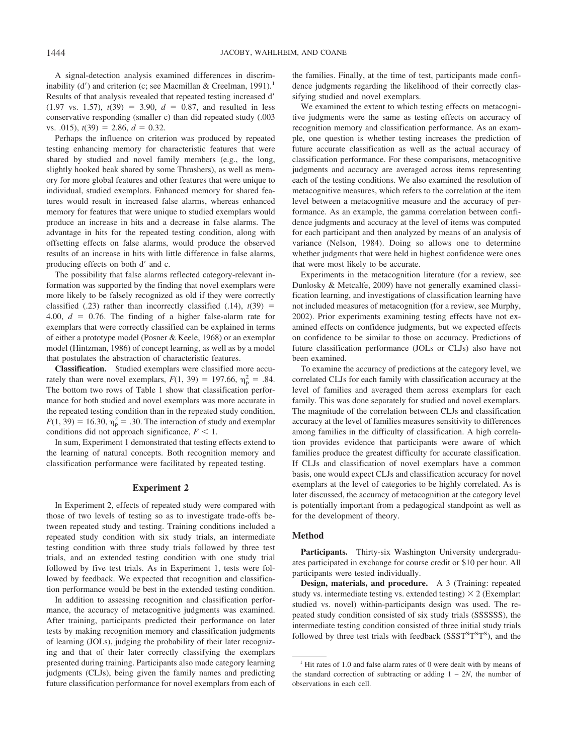A signal-detection analysis examined differences in discriminability (d′) and criterion (c; see Macmillan & Creelman, 1991).[1] Results of that analysis revealed that repeated testing increased d′ (1.97 vs. 1.57), $t(39) = 3.90$, $d = 0.87$, and resulted in less conservative responding (smaller c) than did repeated study (.003 vs. .015), $t(39) = 2.86$, $d = 0.32$.

Perhaps the influence on criterion was produced by repeated testing enhancing memory for characteristic features that were shared by studied and novel family members (e.g., the long, slightly hooked beak shared by some Thrashers), as well as memory for more global features and other features that were unique to individual, studied exemplars. Enhanced memory for shared features would result in increased false alarms, whereas enhanced memory for features that were unique to studied exemplars would produce an increase in hits and a decrease in false alarms. The advantage in hits for the repeated testing condition, along with offsetting effects on false alarms, would produce the observed results of an increase in hits with little difference in false alarms, producing effects on both d′ and c.

The possibility that false alarms reflected category-relevant information was supported by the finding that novel exemplars were more likely to be falsely recognized as old if they were correctly classified (.23) rather than incorrectly classified (.14), $t(39) = 4.00$, $d = 0.76$. The finding of a higher false-alarm rate for exemplars that were correctly classified can be explained in terms of either a prototype model (Posner & Keele, 1968) or an exemplar model (Hintzman, 1986) of concept learning, as well as by a model that postulates the abstraction of characteristic features.

**Classification.** Studied exemplars were classified more accurately than were novel exemplars, $F(1, 39) = 197.66$, $\eta_p^2 = .84$. The bottom two rows of Table 1 show that classification performance for both studied and novel exemplars was more accurate in the repeated testing condition than in the repeated study condition, $F(1, 39) = 16.30$, $\eta_p^2 = .30$. The interaction of study and exemplar conditions did not approach significance, $F < 1$.

In sum, Experiment 1 demonstrated that testing effects extend to the learning of natural concepts. Both recognition memory and classification performance were facilitated by repeated testing.

## Experiment 2

In Experiment 2, effects of repeated study were compared with those of two levels of testing so as to investigate trade-offs between repeated study and testing. Training conditions included a repeated study condition with six study trials, an intermediate testing condition with three study trials followed by three test trials, and an extended testing condition with one study trial followed by five test trials. As in Experiment 1, tests were followed by feedback. We expected that recognition and classification performance would be best in the extended testing condition.

In addition to assessing recognition and classification performance, the accuracy of metacognitive judgments was examined. After training, participants predicted their performance on later tests by making recognition memory and classification judgments of learning (JOLs), judging the probability of their later recognizing and that of their later correctly classifying the exemplars presented during training. Participants also made category learning judgments (CLJs), being given the family names and predicting future classification performance for novel exemplars from each of the families. Finally, at the time of test, participants made confidence judgments regarding the likelihood of their correctly classifying studied and novel exemplars.

We examined the extent to which testing effects on metacognitive judgments were the same as testing effects on accuracy of recognition memory and classification performance. As an example, one question is whether testing increases the prediction of future accurate classification as well as the actual accuracy of classification performance. For these comparisons, metacognitive judgments and accuracy are averaged across items representing each of the testing conditions. We also examined the resolution of metacognitive measures, which refers to the correlation at the item level between a metacognitive measure and the accuracy of performance. As an example, the gamma correlation between confidence judgments and accuracy at the level of items was computed for each participant and then analyzed by means of an analysis of variance (Nelson, 1984). Doing so allows one to determine whether judgments that were held in highest confidence were ones that were most likely to be accurate.

Experiments in the metacognition literature (for a review, see Dunlosky & Metcalfe, 2009) have not generally examined classification learning, and investigations of classification learning have not included measures of metacognition (for a review, see Murphy, 2002). Prior experiments examining testing effects have not examined effects on confidence judgments, but we expected effects on confidence to be similar to those on accuracy. Predictions of future classification performance (JOLs or CLJs) also have not been examined.

To examine the accuracy of predictions at the category level, we correlated CLJs for each family with classification accuracy at the level of families and averaged them across exemplars for each family. This was done separately for studied and novel exemplars. The magnitude of the correlation between CLJs and classification accuracy at the level of families measures sensitivity to differences among families in the difficulty of classification. A high correlation provides evidence that participants were aware of which families produce the greatest difficulty for accurate classification. If CLJs and classification of novel exemplars have a common basis, one would expect CLJs and classification accuracy for novel exemplars at the level of categories to be highly correlated. As is later discussed, the accuracy of metacognition at the category level is potentially important from a pedagogical standpoint as well as for the development of theory.

### Method

**Participants.** Thirty-six Washington University undergraduates participated in exchange for course credit or \$10 per hour. All participants were tested individually.

**Design, materials, and procedure.** A 3 (Training: repeated study vs. intermediate testing vs. extended testing) × 2 (Exemplar: studied vs. novel) within-participants design was used. The repeated study condition consisted of six study trials (SSSSSS), the intermediate testing condition consisted of three initial study trials followed by three test trials with feedback ($SSST^ST^ST^S$), and the

[1] Hit rates of 1.0 and false alarm rates of 0 were dealt with by means of the standard correction of subtracting or adding $1 - 2N$, the number of observations in each cell.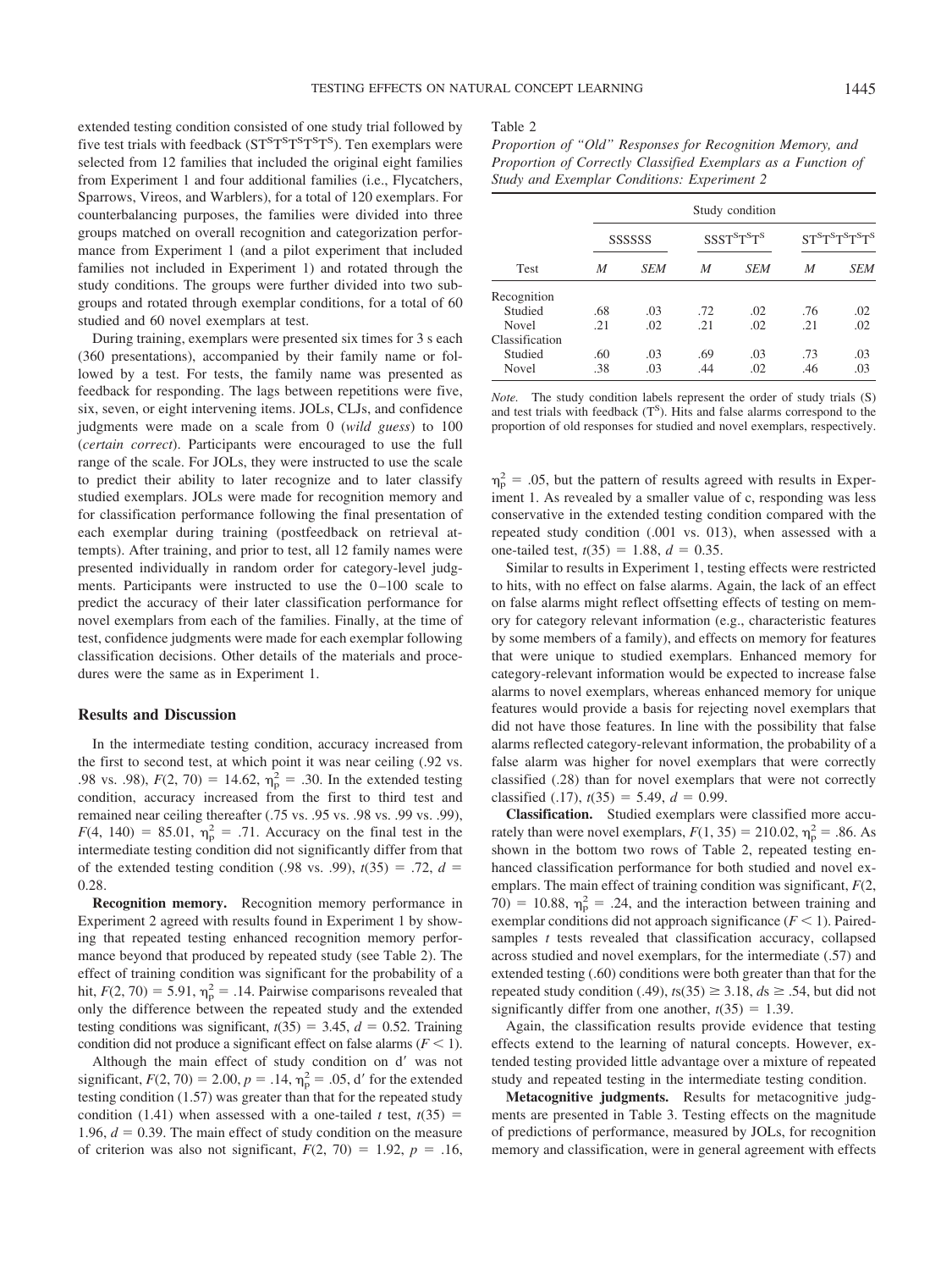extended testing condition consisted of one study trial followed by five test trials with feedback ($ST^ST^ST^ST^ST^S$). Ten exemplars were selected from 12 families that included the original eight families from Experiment 1 and four additional families (i.e., Flycatchers, Sparrows, Vireos, and Warblers), for a total of 120 exemplars. For counterbalancing purposes, the families were divided into three groups matched on overall recognition and categorization performance from Experiment 1 (and a pilot experiment that included families not included in Experiment 1) and rotated through the study conditions. The groups were further divided into two subgroups and rotated through exemplar conditions, for a total of 60 studied and 60 novel exemplars at test.

During training, exemplars were presented six times for 3 s each (360 presentations), accompanied by their family name or followed by a test. For tests, the family name was presented as feedback for responding. The lags between repetitions were five, six, seven, or eight intervening items. JOLs, CLJs, and confidence judgments were made on a scale from 0 (*wild guess*) to 100 (*certain correct*). Participants were encouraged to use the full range of the scale. For JOLs, they were instructed to use the scale to predict their ability to later recognize and to later classify studied exemplars. JOLs were made for recognition memory and for classification performance following the final presentation of each exemplar during training (postfeedback on retrieval attempts). After training, and prior to test, all 12 family names were presented individually in random order for category-level judgments. Participants were instructed to use the 0–100 scale to predict the accuracy of their later classification performance for novel exemplars from each of the families. Finally, at the time of test, confidence judgments were made for each exemplar following classification decisions. Other details of the materials and procedures were the same as in Experiment 1.

## Results and Discussion

In the intermediate testing condition, accuracy increased from the first to second test, at which point it was near ceiling (.92 vs. .98 vs. .98), $F(2, 70) = 14.62$, $\eta_p^2 = .30$. In the extended testing condition, accuracy increased from the first to third test and remained near ceiling thereafter (.75 vs. .95 vs. .98 vs. .99 vs. .99), $F(4, 140) = 85.01$, $\eta_p^2 = .71$. Accuracy on the final test in the intermediate testing condition did not significantly differ from that of the extended testing condition (.98 vs. .99), $t(35) = .72$, $d = 0.28$.

**Recognition memory.** Recognition memory performance in Experiment 2 agreed with results found in Experiment 1 by showing that repeated testing enhanced recognition memory performance beyond that produced by repeated study (see Table 2). The effect of training condition was significant for the probability of a hit, $F(2, 70) = 5.91$, $\eta_p^2 = .14$. Pairwise comparisons revealed that only the difference between the repeated study and the extended testing conditions was significant, $t(35) = 3.45$, $d = 0.52$. Training condition did not produce a significant effect on false alarms ($F < 1$).

Although the main effect of study condition on d′ was not significant, $F(2, 70) = 2.00$, $p = .14$, $\eta_p^2 = .05$, d′ for the extended testing condition (1.57) was greater than that for the repeated study condition (1.41) when assessed with a one-tailed *t* test, $t(35) = 1.96$, $d = 0.39$. The main effect of study condition on the measure of criterion was also not significant, $F(2, 70) = 1.92$, $p = .16$, $\eta_p^2 = .05$, but the pattern of results agreed with results in Experiment 1. As revealed by a smaller value of c, responding was less conservative in the extended testing condition compared with the repeated study condition (.001 vs. 013), when assessed with a one-tailed test, $t(35) = 1.88$, $d = 0.35$.

Similar to results in Experiment 1, testing effects were restricted to hits, with no effect on false alarms. Again, the lack of an effect on false alarms might reflect offsetting effects of testing on memory for category relevant information (e.g., characteristic features shared by some members of a family), and effects on memory for features that were unique to studied exemplars. Enhanced memory for category-relevant information would be expected to increase false alarms to novel exemplars, whereas enhanced memory for unique features would provide a basis for rejecting novel exemplars that did not have those features. In line with the possibility that false alarms reflected category-relevant information, the probability of a false alarm was higher for novel exemplars that were correctly classified (.28) than for novel exemplars that were not correctly classified (.17), $t(35) = 5.49$, $d = 0.99$.

**Classification.** Studied exemplars were classified more accurately than were novel exemplars, $F(1, 35) = 210.02$, $\eta_p^2 = .86$. As shown in the bottom two rows of Table 2, repeated testing enhanced classification performance for both studied and novel exemplars. The main effect of training condition was significant, $F(2, 70) = 10.88$, $\eta_p^2 = .24$, and the interaction between training and exemplar conditions did not approach significance ($F < 1$). Paired-samples *t* tests revealed that classification accuracy, collapsed across studied and novel exemplars, for the intermediate (.57) and extended testing (.60) conditions were both greater than that for the repeated study condition (.49), $ts(35) \geq 3.18$, $ds \geq .54$, but did not significantly differ from one another, $t(35) = 1.39$.

Again, the classification results provide evidence that testing effects extend to the learning of natural concepts. However, extended testing provided little advantage over a mixture of repeated study and repeated testing in the intermediate testing condition.

**Metacognitive judgments.** Results for metacognitive judgments are presented in Table 3. Testing effects on the magnitude of predictions of performance, measured by JOLs, for recognition memory and classification, were in general agreement with effects

Table 2

*Proportion of "Old" Responses for Recognition Memory, and Proportion of Correctly Classified Exemplars as a Function of Study and Exemplar Conditions: Experiment 2*

| | Study condition | | | | | |
|---|---|---|---|---|---|---|
| | SSSSSS | | $SSST^ST^ST^S$ | | $ST^ST^ST^ST^ST^S$ | |
| Test | *M* | *SEM* | *M* | *SEM* | *M* | *SEM* |
| Recognition | | | | | | |
| Studied | .68 | .03 | .72 | .02 | .76 | .02 |
| Novel | .21 | .02 | .21 | .02 | .21 | .02 |
| Classification | | | | | | |
| Studied | .60 | .03 | .69 | .03 | .73 | .03 |
| Novel | .38 | .03 | .44 | .02 | .46 | .03 |

*Note.* The study condition labels represent the order of study trials (S) and test trials with feedback ($T^S$). Hits and false alarms correspond to the proportion of old responses for studied and novel exemplars, respectively.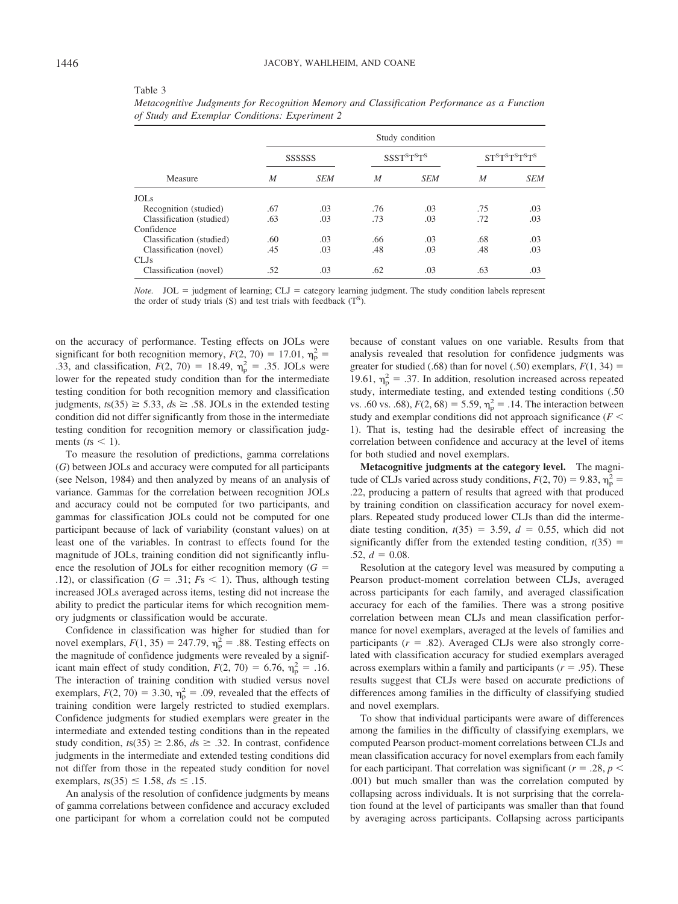Table 3

*Metacognitive Judgments for Recognition Memory and Classification Performance as a Function of Study and Exemplar Conditions: Experiment 2*

| | Study condition | | | | | |
|---|---|---|---|---|---|---|
| | SSSSSS | | $SSST^ST^ST^S$ | | $ST^ST^ST^ST^ST^S$ | |
| Measure | *M* | *SEM* | *M* | *SEM* | *M* | *SEM* |
| JOLs | | | | | | |
| Recognition (studied) | .67 | .03 | .76 | .03 | .75 | .03 |
| Classification (studied) | .63 | .03 | .73 | .03 | .72 | .03 |
| Confidence | | | | | | |
| Classification (studied) | .60 | .03 | .66 | .03 | .68 | .03 |
| Classification (novel) | .45 | .03 | .48 | .03 | .48 | .03 |
| CLJs | | | | | | |
| Classification (novel) | .52 | .03 | .62 | .03 | .63 | .03 |

*Note.* JOL = judgment of learning; CLJ = category learning judgment. The study condition labels represent the order of study trials (S) and test trials with feedback ($T^S$).

on the accuracy of performance. Testing effects on JOLs were significant for both recognition memory, $F(2, 70) = 17.01$, $\eta_p^2 = .33$, and classification, $F(2, 70) = 18.49$, $\eta_p^2 = .35$. JOLs were lower for the repeated study condition than for the intermediate testing condition for both recognition memory and classification judgments, $ts(35) \geq 5.33$, $ds \geq .58$. JOLs in the extended testing condition did not differ significantly from those in the intermediate testing condition for recognition memory or classification judgments ($ts < 1$).

To measure the resolution of predictions, gamma correlations (*G*) between JOLs and accuracy were computed for all participants (see Nelson, 1984) and then analyzed by means of an analysis of variance. Gammas for the correlation between recognition JOLs and accuracy could not be computed for two participants, and gammas for classification JOLs could not be computed for one participant because of lack of variability (constant values) on at least one of the variables. In contrast to effects found for the magnitude of JOLs, training condition did not significantly influence the resolution of JOLs for either recognition memory ($G = .12$), or classification ($G = .31$; $Fs < 1$). Thus, although testing increased JOLs averaged across items, testing did not increase the ability to predict the particular items for which recognition memory judgments or classification would be accurate.

Confidence in classification was higher for studied than for novel exemplars, $F(1, 35) = 247.79$, $\eta_p^2 = .88$. Testing effects on the magnitude of confidence judgments were revealed by a significant main effect of study condition, $F(2, 70) = 6.76$, $\eta_p^2 = .16$. The interaction of training condition with studied versus novel exemplars, $F(2, 70) = 3.30$, $\eta_p^2 = .09$, revealed that the effects of training condition were largely restricted to studied exemplars. Confidence judgments for studied exemplars were greater in the intermediate and extended testing conditions than in the repeated study condition, $ts(35) \geq 2.86$, $ds \geq .32$. In contrast, confidence judgments in the intermediate and extended testing conditions did not differ from those in the repeated study condition for novel exemplars, $ts(35) \leq 1.58$, $ds \leq .15$.

An analysis of the resolution of confidence judgments by means of gamma correlations between confidence and accuracy excluded one participant for whom a correlation could not be computed because of constant values on one variable. Results from that analysis revealed that resolution for confidence judgments was greater for studied (.68) than for novel (.50) exemplars, $F(1, 34) = 19.61$, $\eta_p^2 = .37$. In addition, resolution increased across repeated study, intermediate testing, and extended testing conditions (.50 vs. .60 vs. .68), $F(2, 68) = 5.59$, $\eta_p^2 = .14$. The interaction between study and exemplar conditions did not approach significance ($F < 1$). That is, testing had the desirable effect of increasing the correlation between confidence and accuracy at the level of items for both studied and novel exemplars.

**Metacognitive judgments at the category level.** The magnitude of CLJs varied across study conditions, $F(2, 70) = 9.83$, $\eta_p^2 = .22$, producing a pattern of results that agreed with that produced by training condition on classification accuracy for novel exemplars. Repeated study produced lower CLJs than did the intermediate testing condition, $t(35) = 3.59$, $d = 0.55$, which did not significantly differ from the extended testing condition, $t(35) = .52$, $d = 0.08$.

Resolution at the category level was measured by computing a Pearson product-moment correlation between CLJs, averaged across participants for each family, and averaged classification accuracy for each of the families. There was a strong positive correlation between mean CLJs and mean classification performance for novel exemplars, averaged at the levels of families and participants ($r = .82$). Averaged CLJs were also strongly correlated with classification accuracy for studied exemplars averaged across exemplars within a family and participants ($r = .95$). These results suggest that CLJs were based on accurate predictions of differences among families in the difficulty of classifying studied and novel exemplars.

To show that individual participants were aware of differences among the families in the difficulty of classifying exemplars, we computed Pearson product-moment correlations between CLJs and mean classification accuracy for novel exemplars from each family for each participant. That correlation was significant ($r = .28$, $p < .001$) but much smaller than was the correlation computed by collapsing across individuals. It is not surprising that the correlation found at the level of participants was smaller than that found by averaging across participants. Collapsing across participants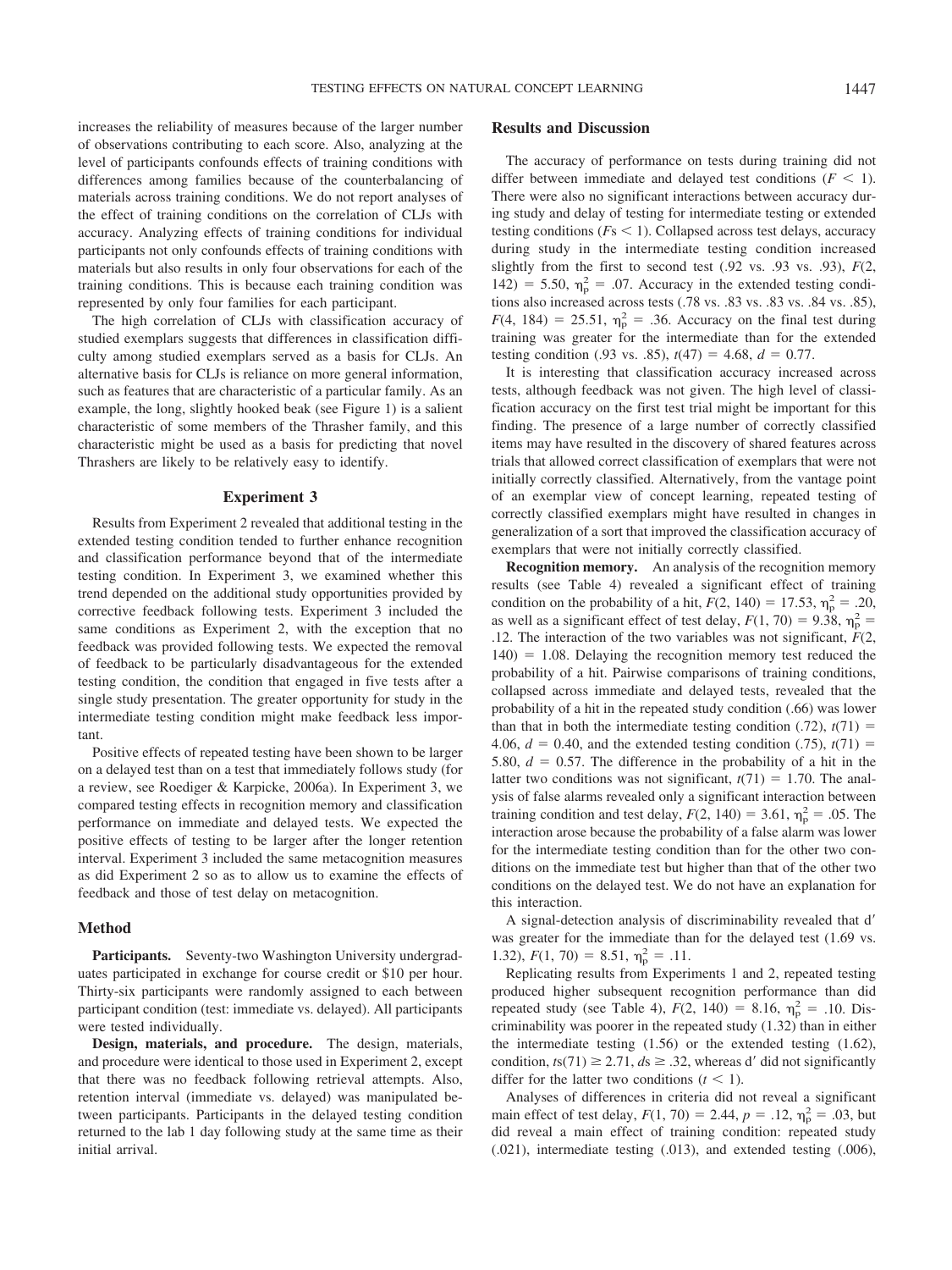increases the reliability of measures because of the larger number of observations contributing to each score. Also, analyzing at the level of participants confounds effects of training conditions with differences among families because of the counterbalancing of materials across training conditions. We do not report analyses of the effect of training conditions on the correlation of CLJs with accuracy. Analyzing effects of training conditions for individual participants not only confounds effects of training conditions with materials but also results in only four observations for each of the training conditions. This is because each training condition was represented by only four families for each participant.

The high correlation of CLJs with classification accuracy of studied exemplars suggests that differences in classification difficulty among studied exemplars served as a basis for CLJs. An alternative basis for CLJs is reliance on more general information, such as features that are characteristic of a particular family. As an example, the long, slightly hooked beak (see Figure 1) is a salient characteristic of some members of the Thrasher family, and this characteristic might be used as a basis for predicting that novel Thrashers are likely to be relatively easy to identify.

## Experiment 3

Results from Experiment 2 revealed that additional testing in the extended testing condition tended to further enhance recognition and classification performance beyond that of the intermediate testing condition. In Experiment 3, we examined whether this trend depended on the additional study opportunities provided by corrective feedback following tests. Experiment 3 included the same conditions as Experiment 2, with the exception that no feedback was provided following tests. We expected the removal of feedback to be particularly disadvantageous for the extended testing condition, the condition that engaged in five tests after a single study presentation. The greater opportunity for study in the intermediate testing condition might make feedback less important.

Positive effects of repeated testing have been shown to be larger on a delayed test than on a test that immediately follows study (for a review, see Roediger & Karpicke, 2006a). In Experiment 3, we compared testing effects in recognition memory and classification performance on immediate and delayed tests. We expected the positive effects of testing to be larger after the longer retention interval. Experiment 3 included the same metacognition measures as did Experiment 2 so as to allow us to examine the effects of feedback and those of test delay on metacognition.

### Method

**Participants.** Seventy-two Washington University undergraduates participated in exchange for course credit or \$10 per hour. Thirty-six participants were randomly assigned to each between participant condition (test: immediate vs. delayed). All participants were tested individually.

**Design, materials, and procedure.** The design, materials, and procedure were identical to those used in Experiment 2, except that there was no feedback following retrieval attempts. Also, retention interval (immediate vs. delayed) was manipulated between participants. Participants in the delayed testing condition returned to the lab 1 day following study at the same time as their initial arrival.

### Results and Discussion

The accuracy of performance on tests during training did not differ between immediate and delayed test conditions ($F < 1$). There were also no significant interactions between accuracy during study and delay of testing for intermediate testing or extended testing conditions ($Fs < 1$). Collapsed across test delays, accuracy during study in the intermediate testing condition increased slightly from the first to second test (.92 vs. .93 vs. .93), $F(2, 142) = 5.50$, $\eta_p^2 = .07$. Accuracy in the extended testing conditions also increased across tests (.78 vs. .83 vs. .83 vs. .84 vs. .85), $F(4, 184) = 25.51$, $\eta_p^2 = .36$. Accuracy on the final test during training was greater for the intermediate than for the extended testing condition (.93 vs. .85), $t(47) = 4.68$, $d = 0.77$.

It is interesting that classification accuracy increased across tests, although feedback was not given. The high level of classification accuracy on the first test trial might be important for this finding. The presence of a large number of correctly classified items may have resulted in the discovery of shared features across trials that allowed correct classification of exemplars that were not initially correctly classified. Alternatively, from the vantage point of an exemplar view of concept learning, repeated testing of correctly classified exemplars might have resulted in changes in generalization of a sort that improved the classification accuracy of exemplars that were not initially correctly classified.

**Recognition memory.** An analysis of the recognition memory results (see Table 4) revealed a significant effect of training condition on the probability of a hit, $F(2, 140) = 17.53$, $\eta_p^2 = .20$, as well as a significant effect of test delay, $F(1, 70) = 9.38$, $\eta_p^2 = .12$. The interaction of the two variables was not significant, $F(2, 140) = 1.08$. Delaying the recognition memory test reduced the probability of a hit. Pairwise comparisons of training conditions, collapsed across immediate and delayed tests, revealed that the probability of a hit in the repeated study condition (.66) was lower than that in both the intermediate testing condition (.72), $t(71) = 4.06$, $d = 0.40$, and the extended testing condition (.75), $t(71) = 5.80$, $d = 0.57$. The difference in the probability of a hit in the latter two conditions was not significant, $t(71) = 1.70$. The analysis of false alarms revealed only a significant interaction between training condition and test delay, $F(2, 140) = 3.61$, $\eta_p^2 = .05$. The interaction arose because the probability of a false alarm was lower for the intermediate testing condition than for the other two conditions on the immediate test but higher than that of the other two conditions on the delayed test. We do not have an explanation for this interaction.

A signal-detection analysis of discriminability revealed that d′ was greater for the immediate than for the delayed test (1.69 vs. 1.32), $F(1, 70) = 8.51$, $\eta_p^2 = .11$.

Replicating results from Experiments 1 and 2, repeated testing produced higher subsequent recognition performance than did repeated study (see Table 4), $F(2, 140) = 8.16$, $\eta_p^2 = .10$. Discriminability was poorer in the repeated study (1.32) than in either the intermediate testing (1.56) or the extended testing (1.62), condition, $ts(71) \geq 2.71$, $ds \geq .32$, whereas d′ did not significantly differ for the latter two conditions ($t < 1$).

Analyses of differences in criteria did not reveal a significant main effect of test delay, $F(1, 70) = 2.44$, $p = .12$, $\eta_p^2 = .03$, but did reveal a main effect of training condition: repeated study (.021), intermediate testing (.013), and extended testing (.006),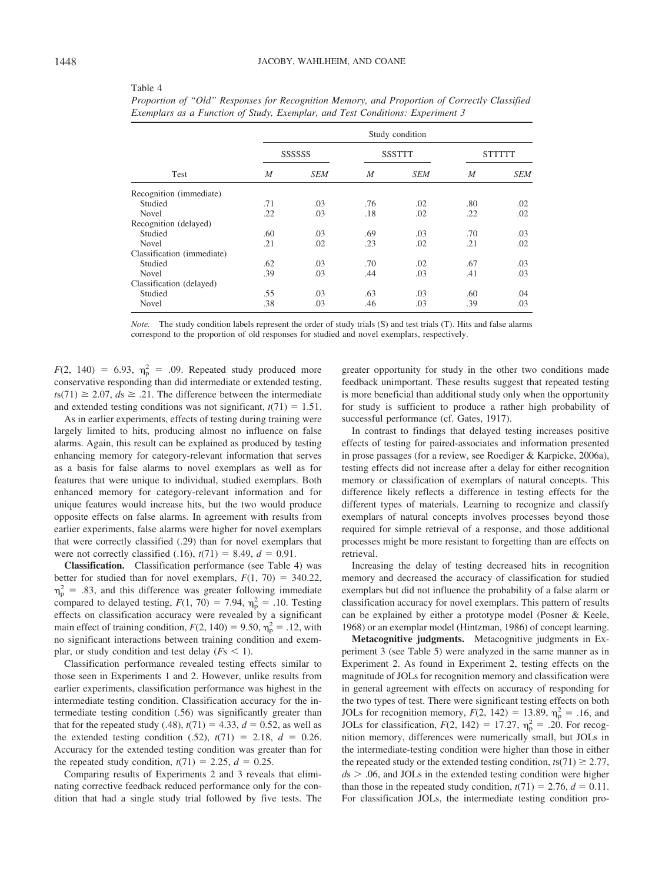Table 4

*Proportion of "Old" Responses for Recognition Memory, and Proportion of Correctly Classified Exemplars as a Function of Study, Exemplar, and Test Conditions: Experiment 3*

| Test | Study condition | | | | | |
|---|---|---|---|---|---|---|
| | SSSSSS | | SSSTTT | | STTTTT | |
| | *M* | *SEM* | *M* | *SEM* | *M* | *SEM* |
| Recognition (immediate) | | | | | | |
| Studied | .71 | .03 | .76 | .02 | .80 | .02 |
| Novel | .22 | .03 | .18 | .02 | .22 | .02 |
| Recognition (delayed) | | | | | | |
| Studied | .60 | .03 | .69 | .03 | .70 | .03 |
| Novel | .21 | .02 | .23 | .02 | .21 | .02 |
| Classification (immediate) | | | | | | |
| Studied | .62 | .03 | .70 | .02 | .67 | .03 |
| Novel | .39 | .03 | .44 | .03 | .41 | .03 |
| Classification (delayed) | | | | | | |
| Studied | .55 | .03 | .63 | .03 | .60 | .04 |
| Novel | .38 | .03 | .46 | .03 | .39 | .03 |

*Note.* The study condition labels represent the order of study trials (S) and test trials (T). Hits and false alarms correspond to the proportion of old responses for studied and novel exemplars, respectively.

$F(2, 140) = 6.93$, $\eta_p^2 = .09$. Repeated study produced more conservative responding than did intermediate or extended testing, $ts(71) \geq 2.07$, $ds \geq .21$. The difference between the intermediate and extended testing conditions was not significant, $t(71) = 1.51$.

As in earlier experiments, effects of testing during training were largely limited to hits, producing almost no influence on false alarms. Again, this result can be explained as produced by testing enhancing memory for category-relevant information that serves as a basis for false alarms to novel exemplars as well as for features that were unique to individual, studied exemplars. Both enhanced memory for category-relevant information and for unique features would increase hits, but the two would produce opposite effects on false alarms. In agreement with results from earlier experiments, false alarms were higher for novel exemplars that were correctly classified (.29) than for novel exemplars that were not correctly classified (.16), $t(71) = 8.49$, $d = 0.91$.

**Classification.** Classification performance (see Table 4) was better for studied than for novel exemplars, $F(1, 70) = 340.22$, $\eta_p^2 = .83$, and this difference was greater following immediate compared to delayed testing, $F(1, 70) = 7.94$, $\eta_p^2 = .10$. Testing effects on classification accuracy were revealed by a significant main effect of training condition, $F(2, 140) = 9.50$, $\eta_p^2 = .12$, with no significant interactions between training condition and exemplar, or study condition and test delay ($Fs < 1$).

Classification performance revealed testing effects similar to those seen in Experiments 1 and 2. However, unlike results from earlier experiments, classification performance was highest in the intermediate testing condition. Classification accuracy for the intermediate testing condition (.56) was significantly greater than that for the repeated study (.48), $t(71) = 4.33$, $d = 0.52$, as well as the extended testing condition (.52), $t(71) = 2.18$, $d = 0.26$. Accuracy for the extended testing condition was greater than for the repeated study condition, $t(71) = 2.25$, $d = 0.25$.

Comparing results of Experiments 2 and 3 reveals that eliminating corrective feedback reduced performance only for the condition that had a single study trial followed by five tests. The greater opportunity for study in the other two conditions made feedback unimportant. These results suggest that repeated testing is more beneficial than additional study only when the opportunity for study is sufficient to produce a rather high probability of successful performance (cf. Gates, 1917).

In contrast to findings that delayed testing increases positive effects of testing for paired-associates and information presented in prose passages (for a review, see Roediger & Karpicke, 2006a), testing effects did not increase after a delay for either recognition memory or classification of exemplars of natural concepts. This difference likely reflects a difference in testing effects for the different types of materials. Learning to recognize and classify exemplars of natural concepts involves processes beyond those required for simple retrieval of a response, and those additional processes might be more resistant to forgetting than are effects on retrieval.

Increasing the delay of testing decreased hits in recognition memory and decreased the accuracy of classification for studied exemplars but did not influence the probability of a false alarm or classification accuracy for novel exemplars. This pattern of results can be explained by either a prototype model (Posner & Keele, 1968) or an exemplar model (Hintzman, 1986) of concept learning.

**Metacognitive judgments.** Metacognitive judgments in Experiment 3 (see Table 5) were analyzed in the same manner as in Experiment 2. As found in Experiment 2, testing effects on the magnitude of JOLs for recognition memory and classification were in general agreement with effects on accuracy of responding for the two types of test. There were significant testing effects on both JOLs for recognition memory, $F(2, 142) = 13.89$, $\eta_p^2 = .16$, and JOLs for classification, $F(2, 142) = 17.27$, $\eta_p^2 = .20$. For recognition memory, differences were numerically small, but JOLs in the intermediate-testing condition were higher than those in either the repeated study or the extended testing condition, $ts(71) \geq 2.77$, $ds > .06$, and JOLs in the extended testing condition were higher than those in the repeated study condition, $t(71) = 2.76$, $d = 0.11$. For classification JOLs, the intermediate testing condition pro-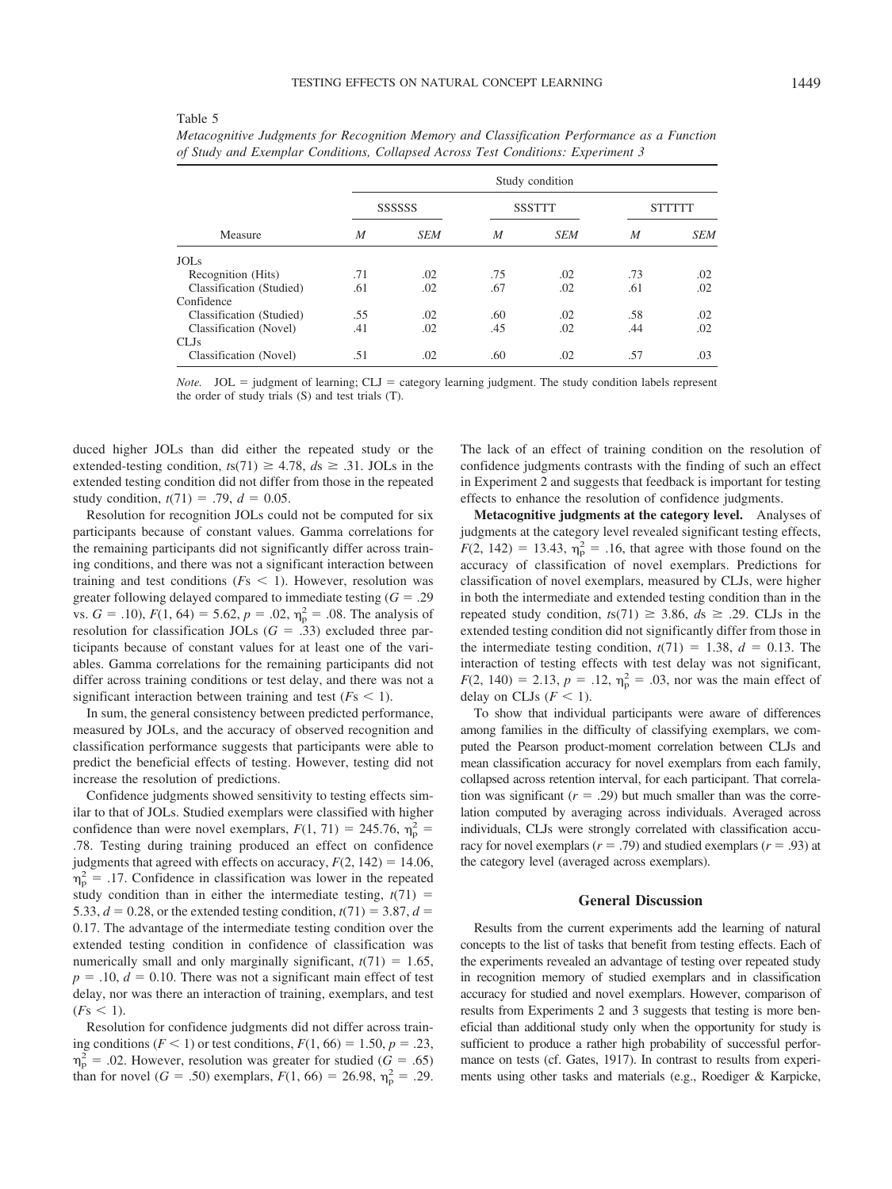Table 5

*Metacognitive Judgments for Recognition Memory and Classification Performance as a Function of Study and Exemplar Conditions, Collapsed Across Test Conditions: Experiment 3*

| Measure | Study condition | | | | | |
|---|---|---|---|---|---|---|
| | SSSSSS | | SSSTTT | | STTTTT | |
| | *M* | *SEM* | *M* | *SEM* | *M* | *SEM* |
| JOLs | | | | | | |
| Recognition (Hits) | .71 | .02 | .75 | .02 | .73 | .02 |
| Classification (Studied) | .61 | .02 | .67 | .02 | .61 | .02 |
| Confidence | | | | | | |
| Classification (Studied) | .55 | .02 | .60 | .02 | .58 | .02 |
| Classification (Novel) | .41 | .02 | .45 | .02 | .44 | .02 |
| CLJs | | | | | | |
| Classification (Novel) | .51 | .02 | .60 | .02 | .57 | .03 |

*Note.* JOL = judgment of learning; CLJ = category learning judgment. The study condition labels represent the order of study trials (S) and test trials (T).

duced higher JOLs than did either the repeated study or the extended-testing condition, $ts(71) \geq 4.78$, $ds \geq .31$. JOLs in the extended testing condition did not differ from those in the repeated study condition, $t(71) = .79$, $d = 0.05$.

Resolution for recognition JOLs could not be computed for six participants because of constant values. Gamma correlations for the remaining participants did not significantly differ across training conditions, and there was not a significant interaction between training and test conditions ($Fs < 1$). However, resolution was greater following delayed compared to immediate testing ($G = .29$ vs. $G = .10$), $F(1, 64) = 5.62$, $p = .02$, $\eta_p^2 = .08$. The analysis of resolution for classification JOLs ($G = .33$) excluded three participants because of constant values for at least one of the variables. Gamma correlations for the remaining participants did not differ across training conditions or test delay, and there was not a significant interaction between training and test ($Fs < 1$).

In sum, the general consistency between predicted performance, measured by JOLs, and the accuracy of observed recognition and classification performance suggests that participants were able to predict the beneficial effects of testing. However, testing did not increase the resolution of predictions.

Confidence judgments showed sensitivity to testing effects similar to that of JOLs. Studied exemplars were classified with higher confidence than were novel exemplars, $F(1, 71) = 245.76$, $\eta_p^2 = .78$. Testing during training produced an effect on confidence judgments that agreed with effects on accuracy, $F(2, 142) = 14.06$, $\eta_p^2 = .17$. Confidence in classification was lower in the repeated study condition than in either the intermediate testing, $t(71) = 5.33$, $d = 0.28$, or the extended testing condition, $t(71) = 3.87$, $d = 0.17$. The advantage of the intermediate testing condition over the extended testing condition in confidence of classification was numerically small and only marginally significant, $t(71) = 1.65$, $p = .10$, $d = 0.10$. There was not a significant main effect of test delay, nor was there an interaction of training, exemplars, and test ($Fs < 1$).

Resolution for confidence judgments did not differ across training conditions ($F < 1$) or test conditions, $F(1, 66) = 1.50$, $p = .23$, $\eta_p^2 = .02$. However, resolution was greater for studied ($G = .65$) than for novel ($G = .50$) exemplars, $F(1, 66) = 26.98$, $\eta_p^2 = .29$. The lack of an effect of training condition on the resolution of confidence judgments contrasts with the finding of such an effect in Experiment 2 and suggests that feedback is important for testing effects to enhance the resolution of confidence judgments.

**Metacognitive judgments at the category level.** Analyses of judgments at the category level revealed significant testing effects, $F(2, 142) = 13.43$, $\eta_p^2 = .16$, that agree with those found on the accuracy of classification of novel exemplars. Predictions for classification of novel exemplars, measured by CLJs, were higher in both the intermediate and extended testing condition than in the repeated study condition, $ts(71) \geq 3.86$, $ds \geq .29$. CLJs in the extended testing condition did not significantly differ from those in the intermediate testing condition, $t(71) = 1.38$, $d = 0.13$. The interaction of testing effects with test delay was not significant, $F(2, 140) = 2.13$, $p = .12$, $\eta_p^2 = .03$, nor was the main effect of delay on CLJs ($F < 1$).

To show that individual participants were aware of differences among families in the difficulty of classifying exemplars, we computed the Pearson product-moment correlation between CLJs and mean classification accuracy for novel exemplars from each family, collapsed across retention interval, for each participant. That correlation was significant ($r = .29$) but much smaller than was the correlation computed by averaging across individuals. Averaged across individuals, CLJs were strongly correlated with classification accuracy for novel exemplars ($r = .79$) and studied exemplars ($r = .93$) at the category level (averaged across exemplars).

## General Discussion

Results from the current experiments add the learning of natural concepts to the list of tasks that benefit from testing effects. Each of the experiments revealed an advantage of testing over repeated study in recognition memory of studied exemplars and in classification accuracy for studied and novel exemplars. However, comparison of results from Experiments 2 and 3 suggests that testing is more beneficial than additional study only when the opportunity for study is sufficient to produce a rather high probability of successful performance on tests (cf. Gates, 1917). In contrast to results from experiments using other tasks and materials (e.g., Roediger & Karpicke,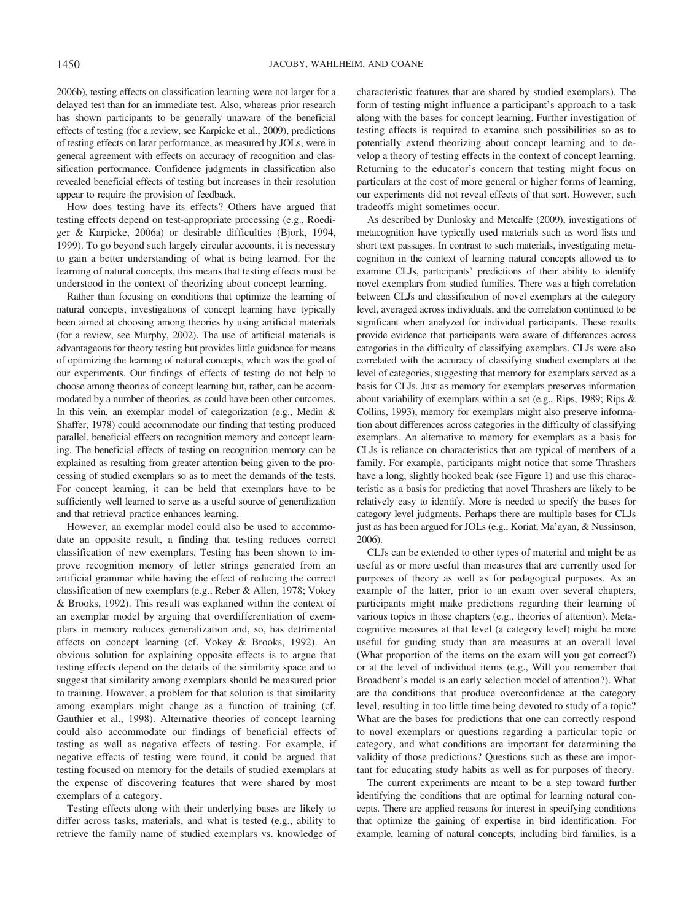2006b), testing effects on classification learning were not larger for a delayed test than for an immediate test. Also, whereas prior research has shown participants to be generally unaware of the beneficial effects of testing (for a review, see Karpicke et al., 2009), predictions of testing effects on later performance, as measured by JOLs, were in general agreement with effects on accuracy of recognition and classification performance. Confidence judgments in classification also revealed beneficial effects of testing but increases in their resolution appear to require the provision of feedback.

How does testing have its effects? Others have argued that testing effects depend on test-appropriate processing (e.g., Roediger & Karpicke, 2006a) or desirable difficulties (Bjork, 1994, 1999). To go beyond such largely circular accounts, it is necessary to gain a better understanding of what is being learned. For the learning of natural concepts, this means that testing effects must be understood in the context of theorizing about concept learning.

Rather than focusing on conditions that optimize the learning of natural concepts, investigations of concept learning have typically been aimed at choosing among theories by using artificial materials (for a review, see Murphy, 2002). The use of artificial materials is advantageous for theory testing but provides little guidance for means of optimizing the learning of natural concepts, which was the goal of our experiments. Our findings of effects of testing do not help to choose among theories of concept learning but, rather, can be accommodated by a number of theories, as could have been other outcomes. In this vein, an exemplar model of categorization (e.g., Medin & Shaffer, 1978) could accommodate our finding that testing produced parallel, beneficial effects on recognition memory and concept learning. The beneficial effects of testing on recognition memory can be explained as resulting from greater attention being given to the processing of studied exemplars so as to meet the demands of the tests. For concept learning, it can be held that exemplars have to be sufficiently well learned to serve as a useful source of generalization and that retrieval practice enhances learning.

However, an exemplar model could also be used to accommodate an opposite result, a finding that testing reduces correct classification of new exemplars. Testing has been shown to improve recognition memory of letter strings generated from an artificial grammar while having the effect of reducing the correct classification of new exemplars (e.g., Reber & Allen, 1978; Vokey & Brooks, 1992). This result was explained within the context of an exemplar model by arguing that overdifferentiation of exemplars in memory reduces generalization and, so, has detrimental effects on concept learning (cf. Vokey & Brooks, 1992). An obvious solution for explaining opposite effects is to argue that testing effects depend on the details of the similarity space and to suggest that similarity among exemplars should be measured prior to training. However, a problem for that solution is that similarity among exemplars might change as a function of training (cf. Gauthier et al., 1998). Alternative theories of concept learning could also accommodate our findings of beneficial effects of testing as well as negative effects of testing. For example, if negative effects of testing were found, it could be argued that testing focused on memory for the details of studied exemplars at the expense of discovering features that were shared by most exemplars of a category.

Testing effects along with their underlying bases are likely to differ across tasks, materials, and what is tested (e.g., ability to retrieve the family name of studied exemplars vs. knowledge of characteristic features that are shared by studied exemplars). The form of testing might influence a participant's approach to a task along with the bases for concept learning. Further investigation of testing effects is required to examine such possibilities so as to potentially extend theorizing about concept learning and to develop a theory of testing effects in the context of concept learning. Returning to the educator's concern that testing might focus on particulars at the cost of more general or higher forms of learning, our experiments did not reveal effects of that sort. However, such tradeoffs might sometimes occur.

As described by Dunlosky and Metcalfe (2009), investigations of metacognition have typically used materials such as word lists and short text passages. In contrast to such materials, investigating metacognition in the context of learning natural concepts allowed us to examine CLJs, participants' predictions of their ability to identify novel exemplars from studied families. There was a high correlation between CLJs and classification of novel exemplars at the category level, averaged across individuals, and the correlation continued to be significant when analyzed for individual participants. These results provide evidence that participants were aware of differences across categories in the difficulty of classifying exemplars. CLJs were also correlated with the accuracy of classifying studied exemplars at the level of categories, suggesting that memory for exemplars served as a basis for CLJs. Just as memory for exemplars preserves information about variability of exemplars within a set (e.g., Rips, 1989; Rips & Collins, 1993), memory for exemplars might also preserve information about differences across categories in the difficulty of classifying exemplars. An alternative to memory for exemplars as a basis for CLJs is reliance on characteristics that are typical of members of a family. For example, participants might notice that some Thrashers have a long, slightly hooked beak (see Figure 1) and use this characteristic as a basis for predicting that novel Thrashers are likely to be relatively easy to identify. More is needed to specify the bases for category level judgments. Perhaps there are multiple bases for CLJs just as has been argued for JOLs (e.g., Koriat, Ma'ayan, & Nussinson, 2006).

CLJs can be extended to other types of material and might be as useful as or more useful than measures that are currently used for purposes of theory as well as for pedagogical purposes. As an example of the latter, prior to an exam over several chapters, participants might make predictions regarding their learning of various topics in those chapters (e.g., theories of attention). Metacognitive measures at that level (a category level) might be more useful for guiding study than are measures at an overall level (What proportion of the items on the exam will you get correct?) or at the level of individual items (e.g., Will you remember that Broadbent's model is an early selection model of attention?). What are the conditions that produce overconfidence at the category level, resulting in too little time being devoted to study of a topic? What are the bases for predictions that one can correctly respond to novel exemplars or questions regarding a particular topic or category, and what conditions are important for determining the validity of those predictions? Questions such as these are important for educating study habits as well as for purposes of theory.

The current experiments are meant to be a step toward further identifying the conditions that are optimal for learning natural concepts. There are applied reasons for interest in specifying conditions that optimize the gaining of expertise in bird identification. For example, learning of natural concepts, including bird families, is a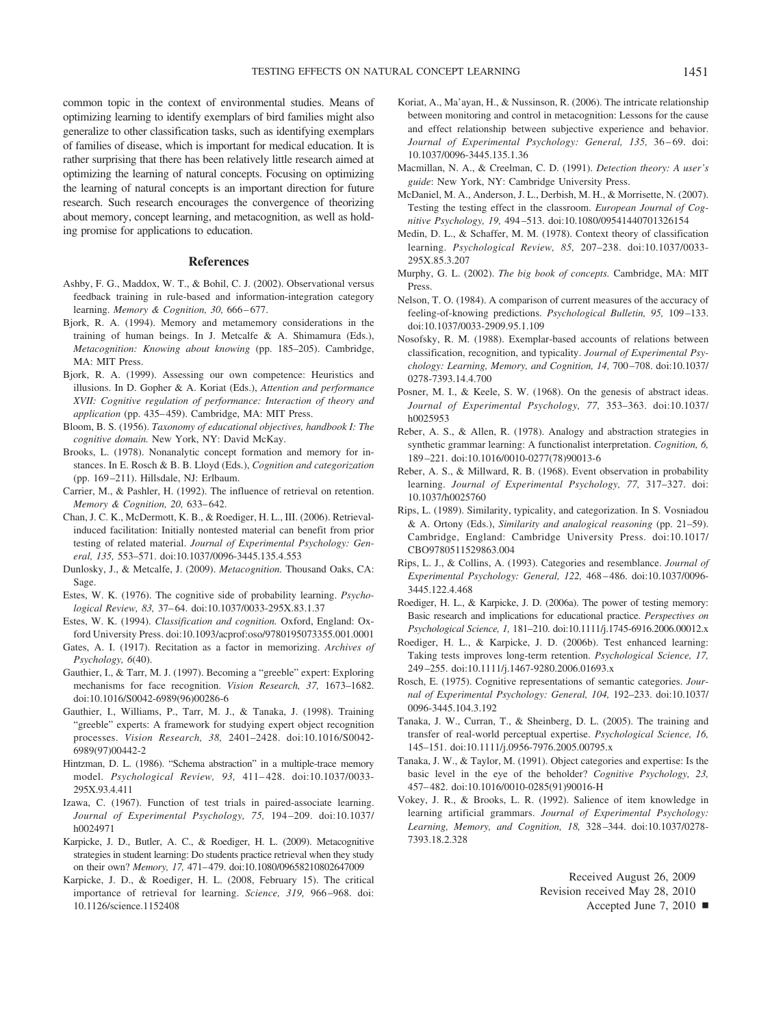common topic in the context of environmental studies. Means of optimizing learning to identify exemplars of bird families might also generalize to other classification tasks, such as identifying exemplars of families of disease, which is important for medical education. It is rather surprising that there has been relatively little research aimed at optimizing the learning of natural concepts. Focusing on optimizing the learning of natural concepts is an important direction for future research. Such research encourages the convergence of theorizing about memory, concept learning, and metacognition, as well as holding promise for applications to education.

## References

Ashby, F. G., Maddox, W. T., & Bohil, C. J. (2002). Observational versus feedback training in rule-based and information-integration category learning. *Memory & Cognition, 30,* 666–677.

Bjork, R. A. (1994). Memory and metamemory considerations in the training of human beings. In J. Metcalfe & A. Shimamura (Eds.), *Metacognition: Knowing about knowing* (pp. 185–205). Cambridge, MA: MIT Press.

Bjork, R. A. (1999). Assessing our own competence: Heuristics and illusions. In D. Gopher & A. Koriat (Eds.), *Attention and performance XVII: Cognitive regulation of performance: Interaction of theory and application* (pp. 435–459). Cambridge, MA: MIT Press.

Bloom, B. S. (1956). *Taxonomy of educational objectives, handbook I: The cognitive domain.* New York, NY: David McKay.

Brooks, L. (1978). Nonanalytic concept formation and memory for instances. In E. Rosch & B. B. Lloyd (Eds.), *Cognition and categorization* (pp. 169–211). Hillsdale, NJ: Erlbaum.

Carrier, M., & Pashler, H. (1992). The influence of retrieval on retention. *Memory & Cognition, 20,* 633–642.

Chan, J. C. K., McDermott, K. B., & Roediger, H. L., III. (2006). Retrieval-induced facilitation: Initially nontested material can benefit from prior testing of related material. *Journal of Experimental Psychology: General, 135,* 553–571. doi:10.1037/0096-3445.135.4.553

Dunlosky, J., & Metcalfe, J. (2009). *Metacognition.* Thousand Oaks, CA: Sage.

Estes, W. K. (1976). The cognitive side of probability learning. *Psychological Review, 83,* 37–64. doi:10.1037/0033-295X.83.1.37

Estes, W. K. (1994). *Classification and cognition.* Oxford, England: Oxford University Press. doi:10.1093/acprof:oso/9780195073355.001.0001

Gates, A. I. (1917). Recitation as a factor in memorizing. *Archives of Psychology, 6*(40).

Gauthier, I., & Tarr, M. J. (1997). Becoming a "greeble" expert: Exploring mechanisms for face recognition. *Vision Research, 37,* 1673–1682. doi:10.1016/S0042-6989(96)00286-6

Gauthier, I., Williams, P., Tarr, M. J., & Tanaka, J. (1998). Training "greeble" experts: A framework for studying expert object recognition processes. *Vision Research, 38,* 2401–2428. doi:10.1016/S0042-6989(97)00442-2

Hintzman, D. L. (1986). "Schema abstraction" in a multiple-trace memory model. *Psychological Review, 93,* 411–428. doi:10.1037/0033-295X.93.4.411

Izawa, C. (1967). Function of test trials in paired-associate learning. *Journal of Experimental Psychology, 75,* 194–209. doi:10.1037/h0024971

Karpicke, J. D., Butler, A. C., & Roediger, H. L. (2009). Metacognitive strategies in student learning: Do students practice retrieval when they study on their own? *Memory, 17,* 471–479. doi:10.1080/09658210802647009

Karpicke, J. D., & Roediger, H. L. (2008, February 15). The critical importance of retrieval for learning. *Science, 319,* 966–968. doi:10.1126/science.1152408

Koriat, A., Ma'ayan, H., & Nussinson, R. (2006). The intricate relationship between monitoring and control in metacognition: Lessons for the cause and effect relationship between subjective experience and behavior. *Journal of Experimental Psychology: General, 135,* 36–69. doi:10.1037/0096-3445.135.1.36

Macmillan, N. A., & Creelman, C. D. (1991). *Detection theory: A user's guide*: New York, NY: Cambridge University Press.

McDaniel, M. A., Anderson, J. L., Derbish, M. H., & Morrisette, N. (2007). Testing the testing effect in the classroom. *European Journal of Cognitive Psychology, 19,* 494–513. doi:10.1080/09541440701326154

Medin, D. L., & Schaffer, M. M. (1978). Context theory of classification learning. *Psychological Review, 85,* 207–238. doi:10.1037/0033-295X.85.3.207

Murphy, G. L. (2002). *The big book of concepts.* Cambridge, MA: MIT Press.

Nelson, T. O. (1984). A comparison of current measures of the accuracy of feeling-of-knowing predictions. *Psychological Bulletin, 95,* 109–133. doi:10.1037/0033-2909.95.1.109

Nosofsky, R. M. (1988). Exemplar-based accounts of relations between classification, recognition, and typicality. *Journal of Experimental Psychology: Learning, Memory, and Cognition, 14,* 700–708. doi:10.1037/0278-7393.14.4.700

Posner, M. I., & Keele, S. W. (1968). On the genesis of abstract ideas. *Journal of Experimental Psychology, 77,* 353–363. doi:10.1037/h0025953

Reber, A. S., & Allen, R. (1978). Analogy and abstraction strategies in synthetic grammar learning: A functionalist interpretation. *Cognition, 6,* 189–221. doi:10.1016/0010-0277(78)90013-6

Reber, A. S., & Millward, R. B. (1968). Event observation in probability learning. *Journal of Experimental Psychology, 77,* 317–327. doi:10.1037/h0025760

Rips, L. (1989). Similarity, typicality, and categorization. In S. Vosniadou & A. Ortony (Eds.), *Similarity and analogical reasoning* (pp. 21–59). Cambridge, England: Cambridge University Press. doi:10.1017/CBO9780511529863.004

Rips, L. J., & Collins, A. (1993). Categories and resemblance. *Journal of Experimental Psychology: General, 122,* 468–486. doi:10.1037/0096-3445.122.4.468

Roediger, H. L., & Karpicke, J. D. (2006a). The power of testing memory: Basic research and implications for educational practice. *Perspectives on Psychological Science, 1,* 181–210. doi:10.1111/j.1745-6916.2006.00012.x

Roediger, H. L., & Karpicke, J. D. (2006b). Test enhanced learning: Taking tests improves long-term retention. *Psychological Science, 17,* 249–255. doi:10.1111/j.1467-9280.2006.01693.x

Rosch, E. (1975). Cognitive representations of semantic categories. *Journal of Experimental Psychology: General, 104,* 192–233. doi:10.1037/0096-3445.104.3.192

Tanaka, J. W., Curran, T., & Sheinberg, D. L. (2005). The training and transfer of real-world perceptual expertise. *Psychological Science, 16,* 145–151. doi:10.1111/j.0956-7976.2005.00795.x

Tanaka, J. W., & Taylor, M. (1991). Object categories and expertise: Is the basic level in the eye of the beholder? *Cognitive Psychology, 23,* 457–482. doi:10.1016/0010-0285(91)90016-H

Vokey, J. R., & Brooks, L. R. (1992). Salience of item knowledge in learning artificial grammars. *Journal of Experimental Psychology: Learning, Memory, and Cognition, 18,* 328–344. doi:10.1037/0278-7393.18.2.328

Received August 26, 2009
Revision received May 28, 2010
Accepted June 7, 2010 ■